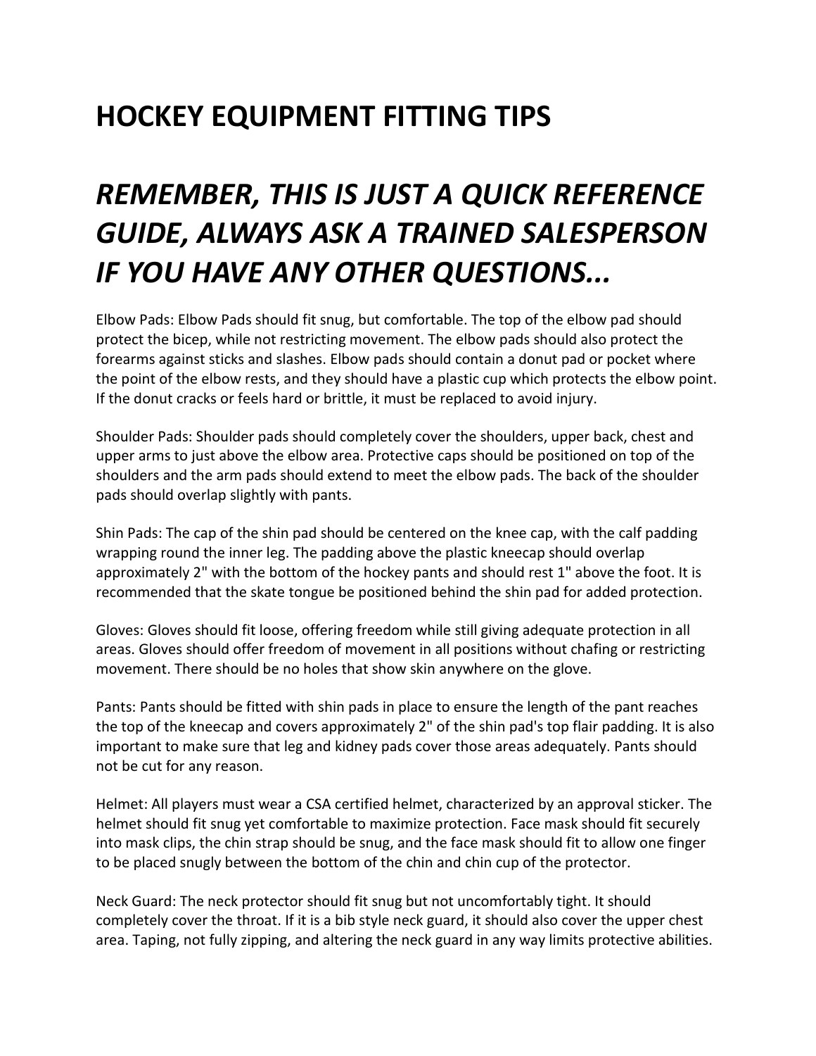# HOCKEY EQUIPMENT FITTING TIPS

## *REMEMBER, THIS IS JUST A QUICK REFERENCE GUIDE, ALWAYS ASK A TRAINED SALESPERSON IF YOU HAVE ANY OTHER QUESTIONS...*

Elbow Pads: Elbow Pads should fit snug, but comfortable. The top of the elbow pad should protect the bicep, while not restricting movement. The elbow pads should also protect the forearms against sticks and slashes. Elbow pads should contain a donut pad or pocket where the point of the elbow rests, and they should have a plastic cup which protects the elbow point. If the donut cracks or feels hard or brittle, it must be replaced to avoid injury.

Shoulder Pads: Shoulder pads should completely cover the shoulders, upper back, chest and upper arms to just above the elbow area. Protective caps should be positioned on top of the shoulders and the arm pads should extend to meet the elbow pads. The back of the shoulder pads should overlap slightly with pants.

Shin Pads: The cap of the shin pad should be centered on the knee cap, with the calf padding wrapping round the inner leg. The padding above the plastic kneecap should overlap approximately 2" with the bottom of the hockey pants and should rest 1" above the foot. It is recommended that the skate tongue be positioned behind the shin pad for added protection.

Gloves: Gloves should fit loose, offering freedom while still giving adequate protection in all areas. Gloves should offer freedom of movement in all positions without chafing or restricting movement. There should be no holes that show skin anywhere on the glove.

Pants: Pants should be fitted with shin pads in place to ensure the length of the pant reaches the top of the kneecap and covers approximately 2" of the shin pad's top flair padding. It is also important to make sure that leg and kidney pads cover those areas adequately. Pants should not be cut for any reason.

Helmet: All players must wear a CSA certified helmet, characterized by an approval sticker. The helmet should fit snug yet comfortable to maximize protection. Face mask should fit securely into mask clips, the chin strap should be snug, and the face mask should fit to allow one finger to be placed snugly between the bottom of the chin and chin cup of the protector.

Neck Guard: The neck protector should fit snug but not uncomfortably tight. It should completely cover the throat. If it is a bib style neck guard, it should also cover the upper chest area. Taping, not fully zipping, and altering the neck guard in any way limits protective abilities.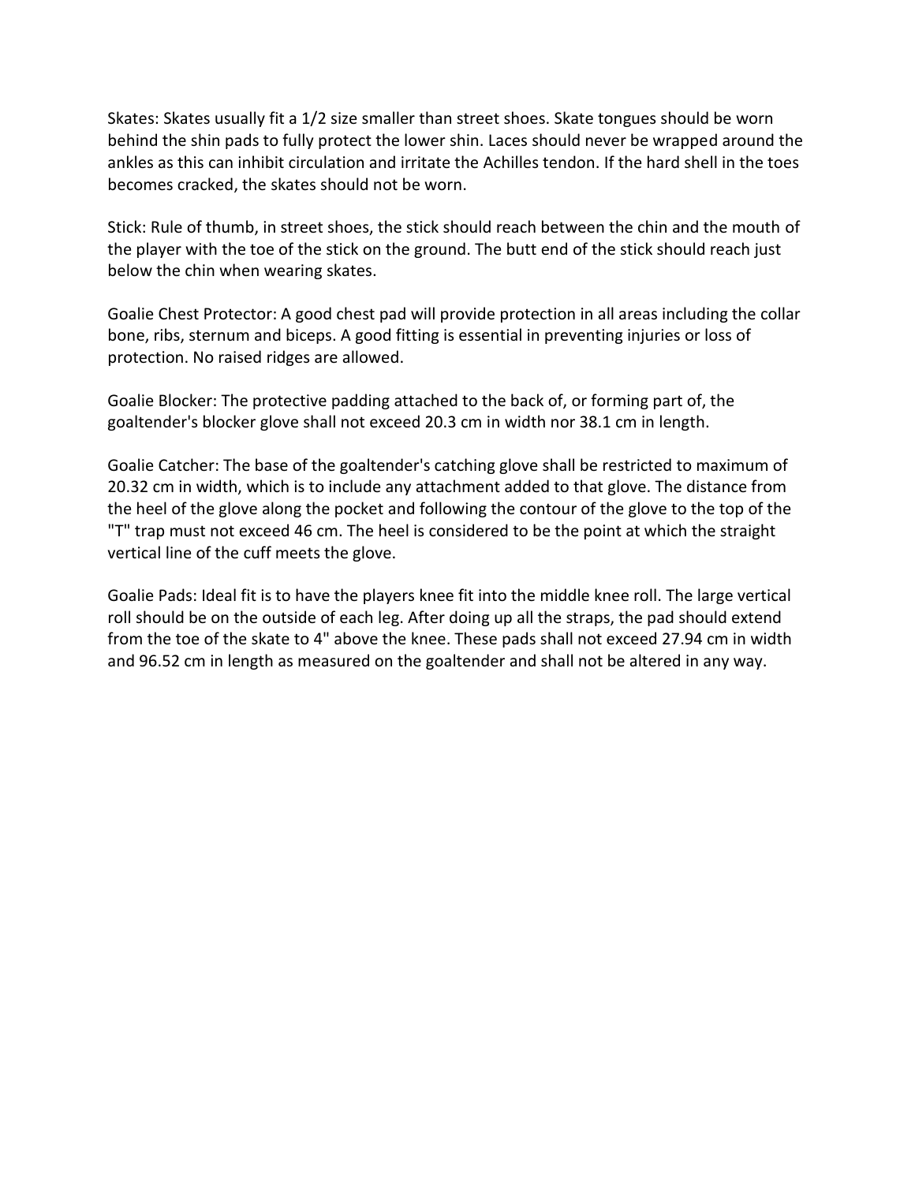Skates: Skates usually fit a 1/2 size smaller than street shoes. Skate tongues should be worn behind the shin pads to fully protect the lower shin. Laces should never be wrapped around the ankles as this can inhibit circulation and irritate the Achilles tendon. If the hard shell in the toes becomes cracked, the skates should not be worn.

Stick: Rule of thumb, in street shoes, the stick should reach between the chin and the mouth of the player with the toe of the stick on the ground. The butt end of the stick should reach just below the chin when wearing skates.

Goalie Chest Protector: A good chest pad will provide protection in all areas including the collar bone, ribs, sternum and biceps. A good fitting is essential in preventing injuries or loss of protection. No raised ridges are allowed.

Goalie Blocker: The protective padding attached to the back of, or forming part of, the goaltender's blocker glove shall not exceed 20.3 cm in width nor 38.1 cm in length.

Goalie Catcher: The base of the goaltender's catching glove shall be restricted to maximum of 20.32 cm in width, which is to include any attachment added to that glove. The distance from the heel of the glove along the pocket and following the contour of the glove to the top of the "T" trap must not exceed 46 cm. The heel is considered to be the point at which the straight vertical line of the cuff meets the glove.

Goalie Pads: Ideal fit is to have the players knee fit into the middle knee roll. The large vertical roll should be on the outside of each leg. After doing up all the straps, the pad should extend from the toe of the skate to 4" above the knee. These pads shall not exceed 27.94 cm in width and 96.52 cm in length as measured on the goaltender and shall not be altered in any way.